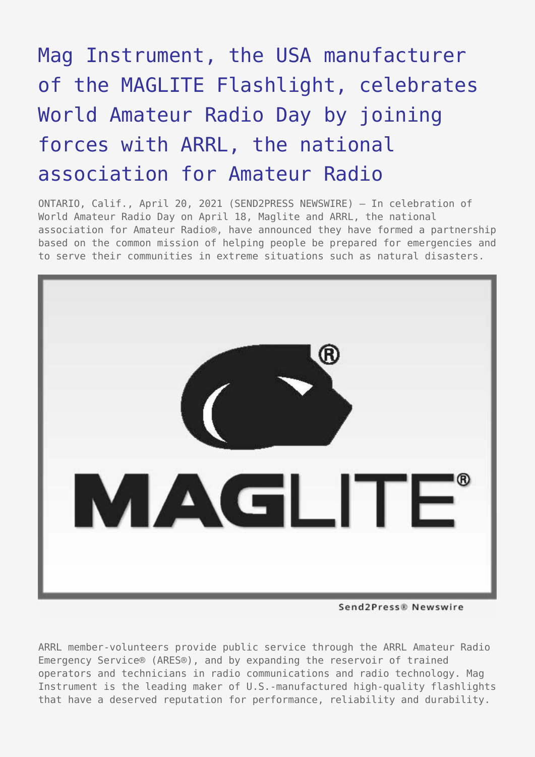# Mag Instrument, the USA manufacturer of the MAGLITE Flashlight, celebrates World Amateur Radio Day by joining forces with ARRL, the national association for Amateur Radio

ONTARIO, Calif., April 20, 2021 (SEND2PRESS NEWSWIRE) — In celebration of World Amateur Radio Day on April 18, Maglite and ARRL, the national association for Amateur Radio®, have announced they have formed a partnership based on the common mission of helping people be prepared for emergencies and to serve their communities in extreme situations such as natural disasters.

ARRL member-volunteers provide public service through the ARRL Amateur Radio Emergency Service® (ARES®), and by expanding the reservoir of trained operators and technicians in radio communications and radio technology. Mag Instrument is the leading maker of U.S.-manufactured high-quality flashlights that have a deserved reputation for performance, reliability and durability.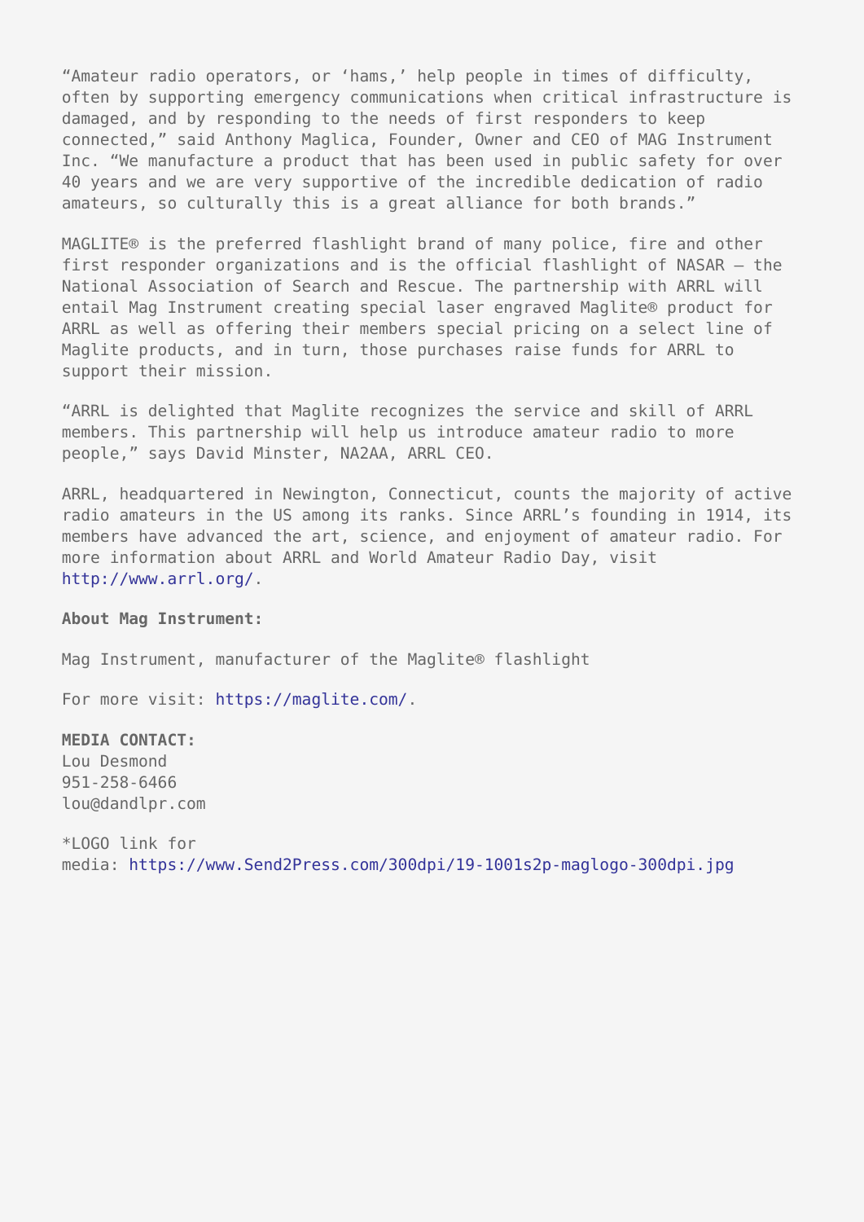"Amateur radio operators, or 'hams,' help people in times of difficulty, often by supporting emergency communications when critical infrastructure is damaged, and by responding to the needs of first responders to keep connected," said Anthony Maglica, Founder, Owner and CEO of MAG Instrument Inc. "We manufacture a product that has been used in public safety for over 40 years and we are very supportive of the incredible dedication of radio amateurs, so culturally this is a great alliance for both brands."

MAGLITE® is the preferred flashlight brand of many police, fire and other first responder organizations and is the official flashlight of NASAR – the National Association of Search and Rescue. The partnership with ARRL will entail Mag Instrument creating special laser engraved Maglite® product for ARRL as well as offering their members special pricing on a select line of Maglite products, and in turn, those purchases raise funds for ARRL to support their mission.

"ARRL is delighted that Maglite recognizes the service and skill of ARRL members. This partnership will help us introduce amateur radio to more people," says David Minster, NA2AA, ARRL CEO.

ARRL, headquartered in Newington, Connecticut, counts the majority of active radio amateurs in the US among its ranks. Since ARRL's founding in 1914, its members have advanced the art, science, and enjoyment of amateur radio. For more information about ARRL and World Amateur Radio Day, visit http://www.arrl.org/.

**About Mag Instrument:**

Mag Instrument, manufacturer of the Maglite® flashlight

For more visit: https://maglite.com/.

**MEDIA CONTACT:**
Lou Desmond
951-258-6466
lou@dandlpr.com

*LOGO link for media: https://www.Send2Press.com/300dpi/19-1001s2p-maglogo-300dpi.jpg